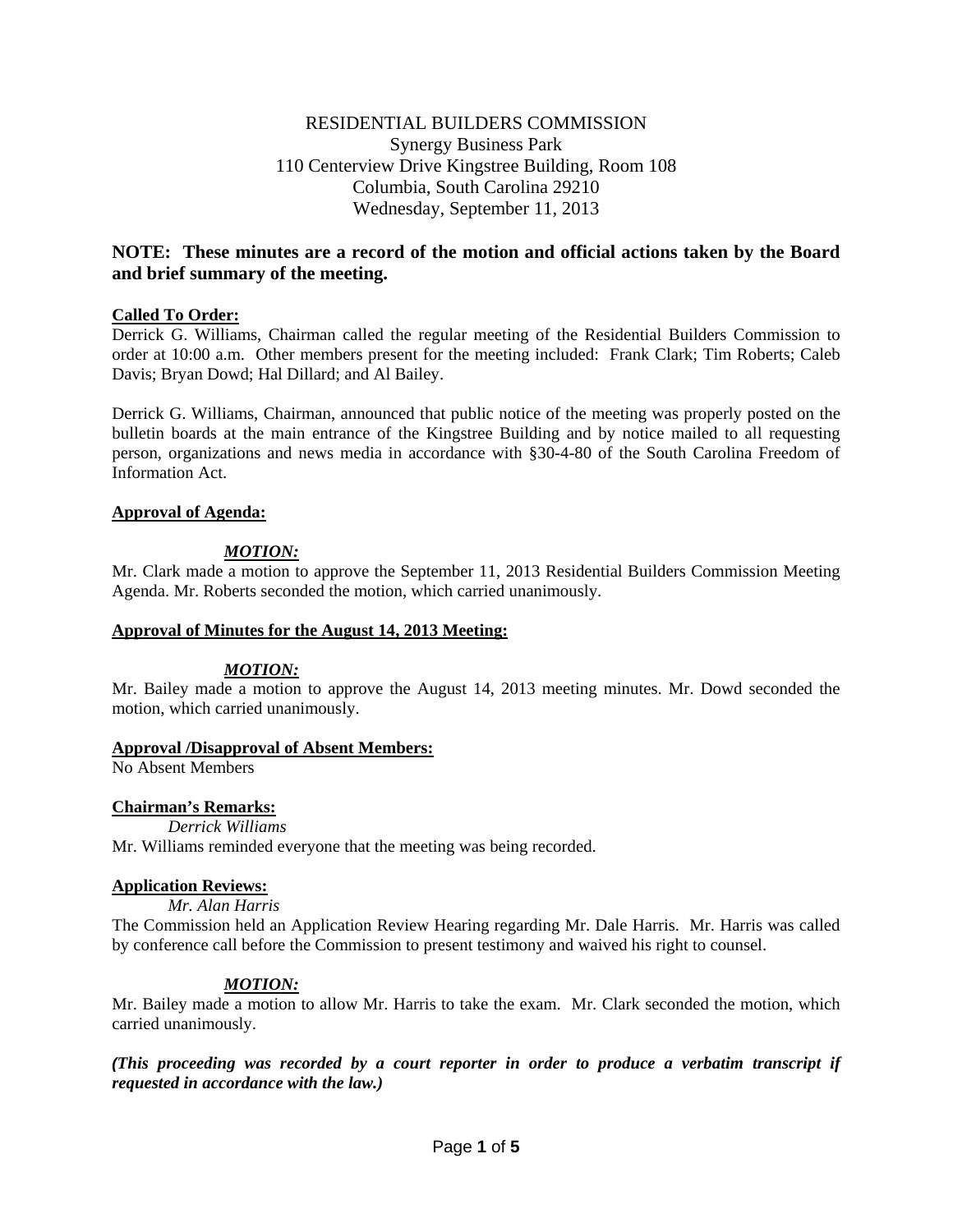RESIDENTIAL BUILDERS COMMISSION
Synergy Business Park
110 Centerview Drive Kingstree Building, Room 108
Columbia, South Carolina 29210
Wednesday, September 11, 2013

**NOTE: These minutes are a record of the motion and official actions taken by the Board and brief summary of the meeting.**

**Called To Order:**

Derrick G. Williams, Chairman called the regular meeting of the Residential Builders Commission to order at 10:00 a.m. Other members present for the meeting included: Frank Clark; Tim Roberts; Caleb Davis; Bryan Dowd; Hal Dillard; and Al Bailey.

Derrick G. Williams, Chairman, announced that public notice of the meeting was properly posted on the bulletin boards at the main entrance of the Kingstree Building and by notice mailed to all requesting person, organizations and news media in accordance with §30-4-80 of the South Carolina Freedom of Information Act.

**Approval of Agenda:**

***MOTION:***

Mr. Clark made a motion to approve the September 11, 2013 Residential Builders Commission Meeting Agenda. Mr. Roberts seconded the motion, which carried unanimously.

**Approval of Minutes for the August 14, 2013 Meeting:**

***MOTION:***

Mr. Bailey made a motion to approve the August 14, 2013 meeting minutes. Mr. Dowd seconded the motion, which carried unanimously.

**Approval /Disapproval of Absent Members:**

No Absent Members

**Chairman's Remarks:**

*Derrick Williams*

Mr. Williams reminded everyone that the meeting was being recorded.

**Application Reviews:**

*Mr. Alan Harris*

The Commission held an Application Review Hearing regarding Mr. Dale Harris. Mr. Harris was called by conference call before the Commission to present testimony and waived his right to counsel.

***MOTION:***

Mr. Bailey made a motion to allow Mr. Harris to take the exam. Mr. Clark seconded the motion, which carried unanimously.

***(This proceeding was recorded by a court reporter in order to produce a verbatim transcript if requested in accordance with the law.)***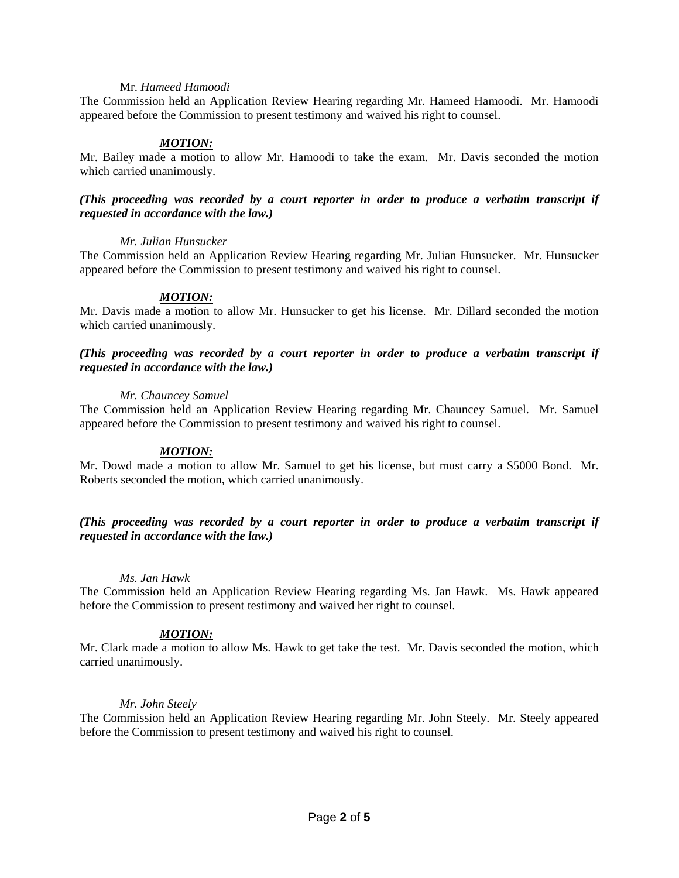Mr. *Hameed Hamoodi*

The Commission held an Application Review Hearing regarding Mr. Hameed Hamoodi. Mr. Hamoodi appeared before the Commission to present testimony and waived his right to counsel.

***MOTION:***

Mr. Bailey made a motion to allow Mr. Hamoodi to take the exam. Mr. Davis seconded the motion which carried unanimously.

***(This proceeding was recorded by a court reporter in order to produce a verbatim transcript if requested in accordance with the law.)***

*Mr. Julian Hunsucker*

The Commission held an Application Review Hearing regarding Mr. Julian Hunsucker. Mr. Hunsucker appeared before the Commission to present testimony and waived his right to counsel.

***MOTION:***

Mr. Davis made a motion to allow Mr. Hunsucker to get his license. Mr. Dillard seconded the motion which carried unanimously.

***(This proceeding was recorded by a court reporter in order to produce a verbatim transcript if requested in accordance with the law.)***

*Mr. Chauncey Samuel*

The Commission held an Application Review Hearing regarding Mr. Chauncey Samuel. Mr. Samuel appeared before the Commission to present testimony and waived his right to counsel.

***MOTION:***

Mr. Dowd made a motion to allow Mr. Samuel to get his license, but must carry a $5000 Bond. Mr. Roberts seconded the motion, which carried unanimously.

***(This proceeding was recorded by a court reporter in order to produce a verbatim transcript if requested in accordance with the law.)***

*Ms. Jan Hawk*

The Commission held an Application Review Hearing regarding Ms. Jan Hawk. Ms. Hawk appeared before the Commission to present testimony and waived her right to counsel.

***MOTION:***

Mr. Clark made a motion to allow Ms. Hawk to get take the test. Mr. Davis seconded the motion, which carried unanimously.

*Mr. John Steely*

The Commission held an Application Review Hearing regarding Mr. John Steely. Mr. Steely appeared before the Commission to present testimony and waived his right to counsel.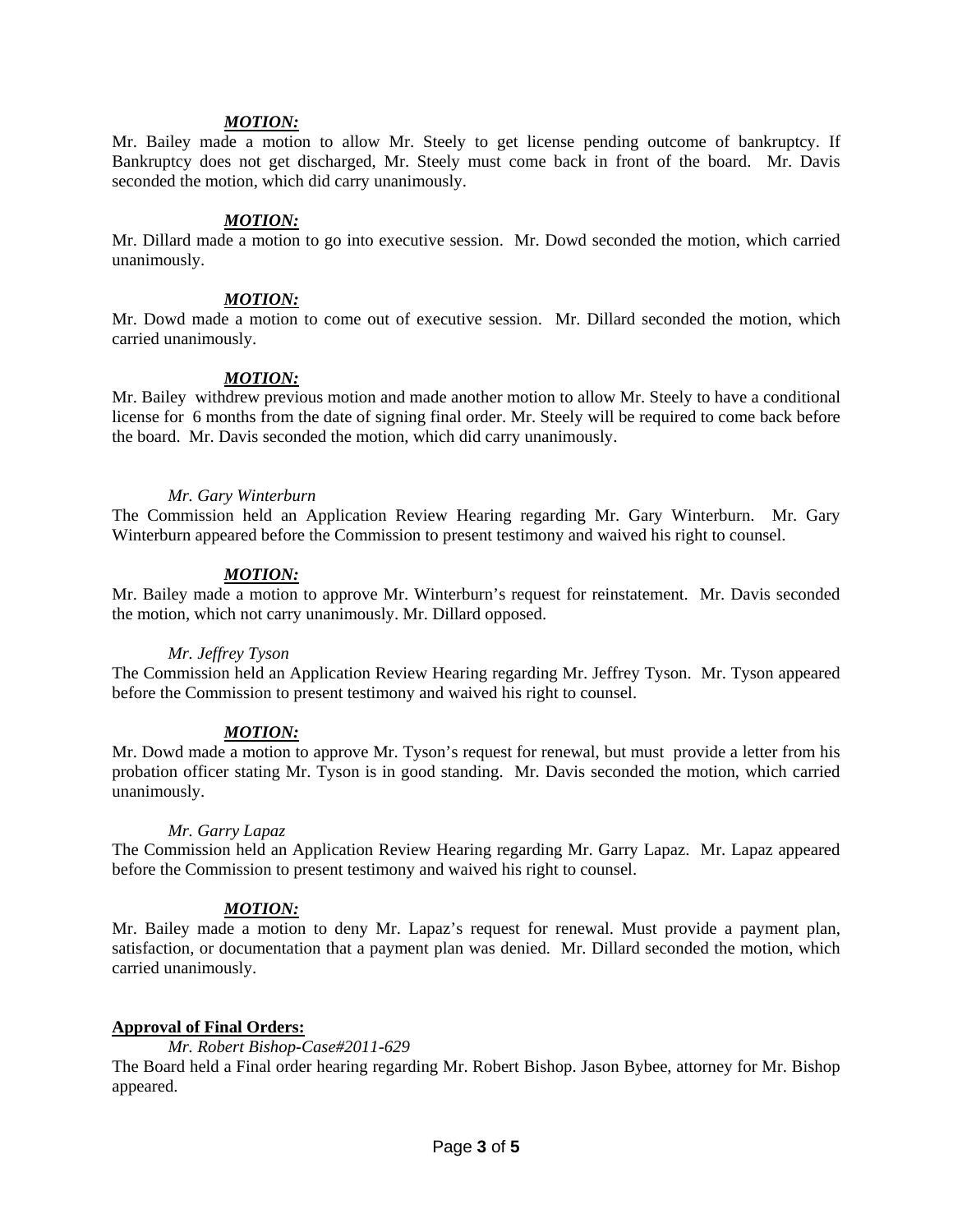***MOTION:***
Mr. Bailey made a motion to allow Mr. Steely to get license pending outcome of bankruptcy. If Bankruptcy does not get discharged, Mr. Steely must come back in front of the board. Mr. Davis seconded the motion, which did carry unanimously.

***MOTION:***
Mr. Dillard made a motion to go into executive session. Mr. Dowd seconded the motion, which carried unanimously.

***MOTION:***
Mr. Dowd made a motion to come out of executive session. Mr. Dillard seconded the motion, which carried unanimously.

***MOTION:***
Mr. Bailey withdrew previous motion and made another motion to allow Mr. Steely to have a conditional license for 6 months from the date of signing final order. Mr. Steely will be required to come back before the board. Mr. Davis seconded the motion, which did carry unanimously.

*Mr. Gary Winterburn*
The Commission held an Application Review Hearing regarding Mr. Gary Winterburn. Mr. Gary Winterburn appeared before the Commission to present testimony and waived his right to counsel.

***MOTION:***
Mr. Bailey made a motion to approve Mr. Winterburn's request for reinstatement. Mr. Davis seconded the motion, which not carry unanimously. Mr. Dillard opposed.

*Mr. Jeffrey Tyson*
The Commission held an Application Review Hearing regarding Mr. Jeffrey Tyson. Mr. Tyson appeared before the Commission to present testimony and waived his right to counsel.

***MOTION:***
Mr. Dowd made a motion to approve Mr. Tyson's request for renewal, but must provide a letter from his probation officer stating Mr. Tyson is in good standing. Mr. Davis seconded the motion, which carried unanimously.

*Mr. Garry Lapaz*
The Commission held an Application Review Hearing regarding Mr. Garry Lapaz. Mr. Lapaz appeared before the Commission to present testimony and waived his right to counsel.

***MOTION:***
Mr. Bailey made a motion to deny Mr. Lapaz's request for renewal. Must provide a payment plan, satisfaction, or documentation that a payment plan was denied. Mr. Dillard seconded the motion, which carried unanimously.

**Approval of Final Orders:**

*Mr. Robert Bishop-Case#2011-629*
The Board held a Final order hearing regarding Mr. Robert Bishop. Jason Bybee, attorney for Mr. Bishop appeared.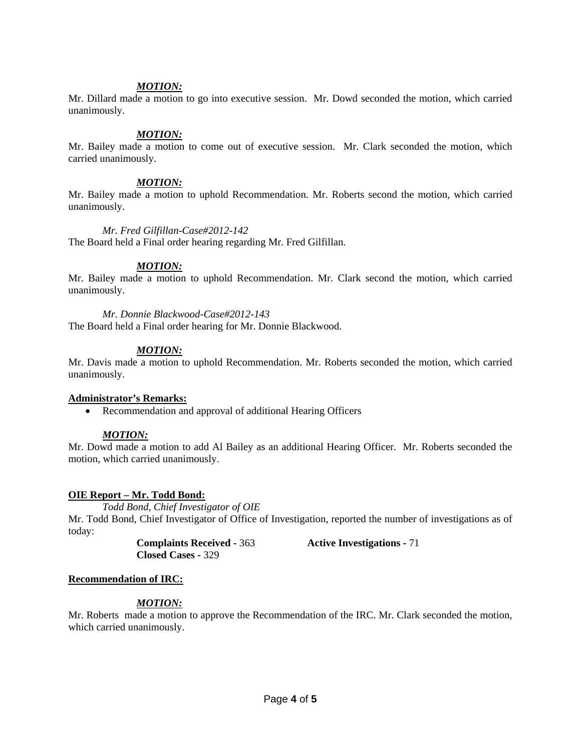***MOTION:***

Mr. Dillard made a motion to go into executive session. Mr. Dowd seconded the motion, which carried unanimously.

***MOTION:***

Mr. Bailey made a motion to come out of executive session. Mr. Clark seconded the motion, which carried unanimously.

***MOTION:***

Mr. Bailey made a motion to uphold Recommendation. Mr. Roberts second the motion, which carried unanimously.

*Mr. Fred Gilfillan-Case#2012-142*

The Board held a Final order hearing regarding Mr. Fred Gilfillan.

***MOTION:***

Mr. Bailey made a motion to uphold Recommendation. Mr. Clark second the motion, which carried unanimously.

*Mr. Donnie Blackwood-Case#2012-143*

The Board held a Final order hearing for Mr. Donnie Blackwood.

***MOTION:***

Mr. Davis made a motion to uphold Recommendation. Mr. Roberts seconded the motion, which carried unanimously.

**Administrator's Remarks:**

- Recommendation and approval of additional Hearing Officers

***MOTION:***

Mr. Dowd made a motion to add Al Bailey as an additional Hearing Officer. Mr. Roberts seconded the motion, which carried unanimously.

**OIE Report – Mr. Todd Bond:**

*Todd Bond, Chief Investigator of OIE*

Mr. Todd Bond, Chief Investigator of Office of Investigation, reported the number of investigations as of today:

**Complaints Received -** 363 **Active Investigations -** 71
**Closed Cases -** 329

**Recommendation of IRC:**

***MOTION:***

Mr. Roberts made a motion to approve the Recommendation of the IRC. Mr. Clark seconded the motion, which carried unanimously.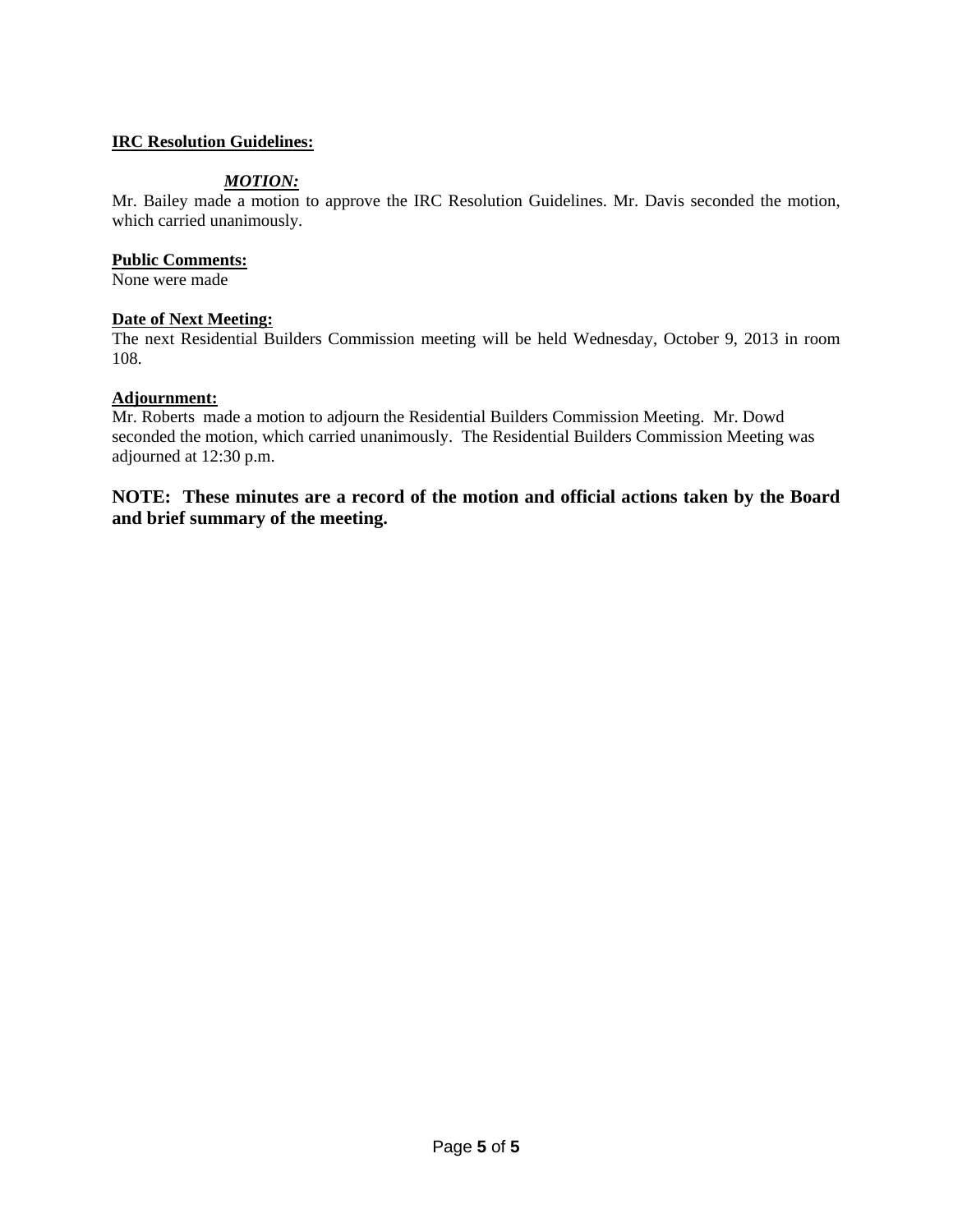**IRC Resolution Guidelines:**

***MOTION:***

Mr. Bailey made a motion to approve the IRC Resolution Guidelines. Mr. Davis seconded the motion, which carried unanimously.

**Public Comments:**

None were made

**Date of Next Meeting:**

The next Residential Builders Commission meeting will be held Wednesday, October 9, 2013 in room 108.

**Adjournment:**

Mr. Roberts made a motion to adjourn the Residential Builders Commission Meeting. Mr. Dowd seconded the motion, which carried unanimously. The Residential Builders Commission Meeting was adjourned at 12:30 p.m.

**NOTE: These minutes are a record of the motion and official actions taken by the Board and brief summary of the meeting.**